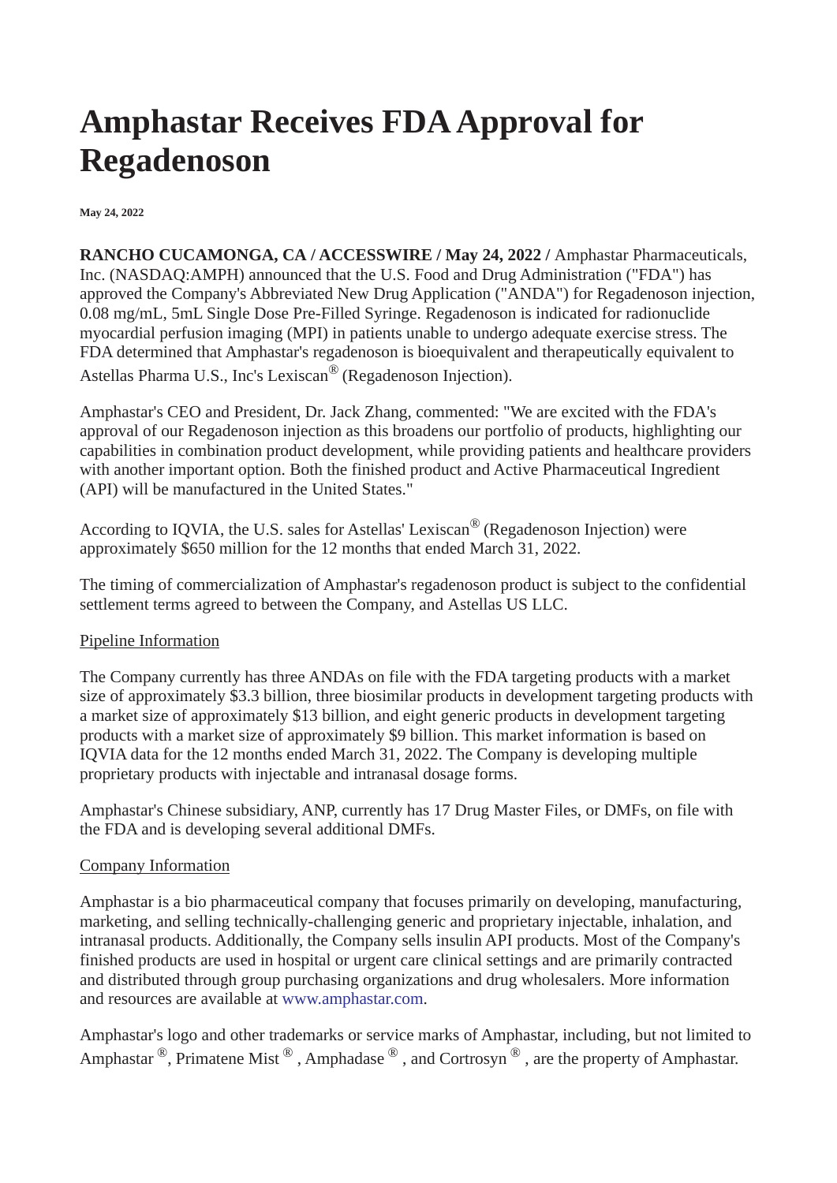# Amphastar Receives FDA Approval for Regadenoson

**May 24, 2022**

**RANCHO CUCAMONGA, CA / ACCESSWIRE / May 24, 2022 /** Amphastar Pharmaceuticals, Inc. (NASDAQ:AMPH) announced that the U.S. Food and Drug Administration ("FDA") has approved the Company's Abbreviated New Drug Application ("ANDA") for Regadenoson injection, 0.08 mg/mL, 5mL Single Dose Pre-Filled Syringe. Regadenoson is indicated for radionuclide myocardial perfusion imaging (MPI) in patients unable to undergo adequate exercise stress. The FDA determined that Amphastar's regadenoson is bioequivalent and therapeutically equivalent to Astellas Pharma U.S., Inc's Lexiscan® (Regadenoson Injection).

Amphastar's CEO and President, Dr. Jack Zhang, commented: "We are excited with the FDA's approval of our Regadenoson injection as this broadens our portfolio of products, highlighting our capabilities in combination product development, while providing patients and healthcare providers with another important option. Both the finished product and Active Pharmaceutical Ingredient (API) will be manufactured in the United States."

According to IQVIA, the U.S. sales for Astellas' Lexiscan® (Regadenoson Injection) were approximately $650 million for the 12 months that ended March 31, 2022.

The timing of commercialization of Amphastar's regadenoson product is subject to the confidential settlement terms agreed to between the Company, and Astellas US LLC.

<u>Pipeline Information</u>

The Company currently has three ANDAs on file with the FDA targeting products with a market size of approximately $3.3 billion, three biosimilar products in development targeting products with a market size of approximately $13 billion, and eight generic products in development targeting products with a market size of approximately $9 billion. This market information is based on IQVIA data for the 12 months ended March 31, 2022. The Company is developing multiple proprietary products with injectable and intranasal dosage forms.

Amphastar's Chinese subsidiary, ANP, currently has 17 Drug Master Files, or DMFs, on file with the FDA and is developing several additional DMFs.

<u>Company Information</u>

Amphastar is a bio pharmaceutical company that focuses primarily on developing, manufacturing, marketing, and selling technically-challenging generic and proprietary injectable, inhalation, and intranasal products. Additionally, the Company sells insulin API products. Most of the Company's finished products are used in hospital or urgent care clinical settings and are primarily contracted and distributed through group purchasing organizations and drug wholesalers. More information and resources are available at www.amphastar.com.

Amphastar's logo and other trademarks or service marks of Amphastar, including, but not limited to Amphastar ®, Primatene Mist ® , Amphadase ® , and Cortrosyn ® , are the property of Amphastar.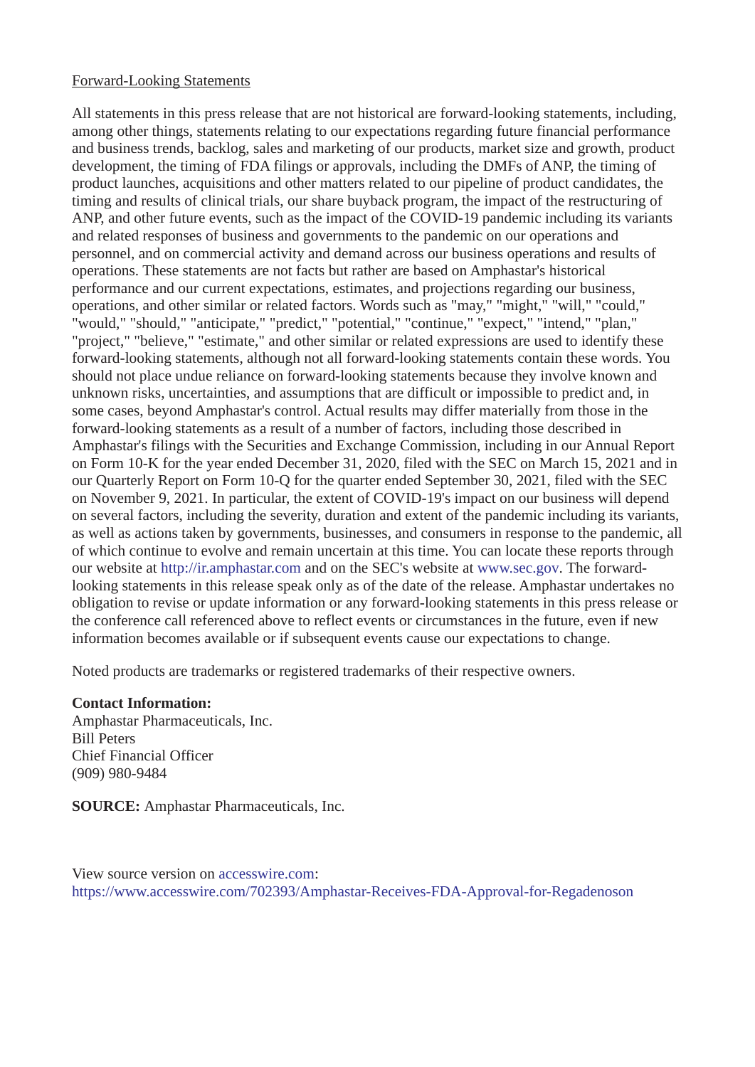Forward-Looking Statements

All statements in this press release that are not historical are forward-looking statements, including, among other things, statements relating to our expectations regarding future financial performance and business trends, backlog, sales and marketing of our products, market size and growth, product development, the timing of FDA filings or approvals, including the DMFs of ANP, the timing of product launches, acquisitions and other matters related to our pipeline of product candidates, the timing and results of clinical trials, our share buyback program, the impact of the restructuring of ANP, and other future events, such as the impact of the COVID-19 pandemic including its variants and related responses of business and governments to the pandemic on our operations and personnel, and on commercial activity and demand across our business operations and results of operations. These statements are not facts but rather are based on Amphastar's historical performance and our current expectations, estimates, and projections regarding our business, operations, and other similar or related factors. Words such as "may," "might," "will," "could," "would," "should," "anticipate," "predict," "potential," "continue," "expect," "intend," "plan," "project," "believe," "estimate," and other similar or related expressions are used to identify these forward-looking statements, although not all forward-looking statements contain these words. You should not place undue reliance on forward-looking statements because they involve known and unknown risks, uncertainties, and assumptions that are difficult or impossible to predict and, in some cases, beyond Amphastar's control. Actual results may differ materially from those in the forward-looking statements as a result of a number of factors, including those described in Amphastar's filings with the Securities and Exchange Commission, including in our Annual Report on Form 10-K for the year ended December 31, 2020, filed with the SEC on March 15, 2021 and in our Quarterly Report on Form 10-Q for the quarter ended September 30, 2021, filed with the SEC on November 9, 2021. In particular, the extent of COVID-19's impact on our business will depend on several factors, including the severity, duration and extent of the pandemic including its variants, as well as actions taken by governments, businesses, and consumers in response to the pandemic, all of which continue to evolve and remain uncertain at this time. You can locate these reports through our website at http://ir.amphastar.com and on the SEC's website at www.sec.gov. The forward-looking statements in this release speak only as of the date of the release. Amphastar undertakes no obligation to revise or update information or any forward-looking statements in this press release or the conference call referenced above to reflect events or circumstances in the future, even if new information becomes available or if subsequent events cause our expectations to change.

Noted products are trademarks or registered trademarks of their respective owners.

**Contact Information:**
Amphastar Pharmaceuticals, Inc.
Bill Peters
Chief Financial Officer
(909) 980-9484

**SOURCE:** Amphastar Pharmaceuticals, Inc.

View source version on accesswire.com:
https://www.accesswire.com/702393/Amphastar-Receives-FDA-Approval-for-Regadenoson